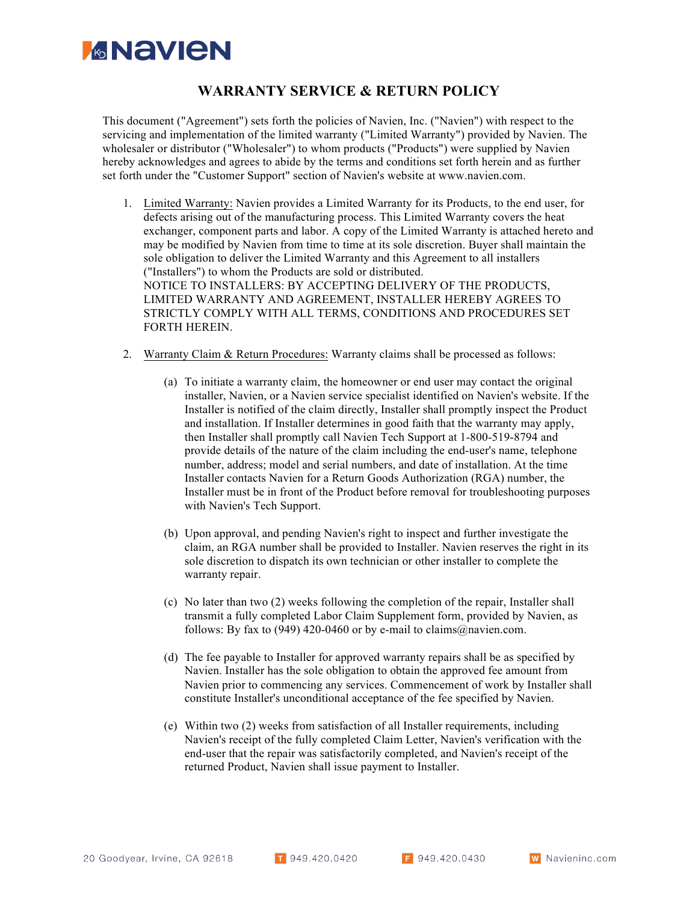# WARRANTY SERVICE & RETURN POLICY

This document ("Agreement") sets forth the policies of Navien, Inc. ("Navien") with respect to the servicing and implementation of the limited warranty ("Limited Warranty") provided by Navien. The wholesaler or distributor ("Wholesaler") to whom products ("Products") were supplied by Navien hereby acknowledges and agrees to abide by the terms and conditions set forth herein and as further set forth under the "Customer Support" section of Navien's website at www.navien.com.

1. Limited Warranty: Navien provides a Limited Warranty for its Products, to the end user, for defects arising out of the manufacturing process. This Limited Warranty covers the heat exchanger, component parts and labor. A copy of the Limited Warranty is attached hereto and may be modified by Navien from time to time at its sole discretion. Buyer shall maintain the sole obligation to deliver the Limited Warranty and this Agreement to all installers ("Installers") to whom the Products are sold or distributed.
   NOTICE TO INSTALLERS: BY ACCEPTING DELIVERY OF THE PRODUCTS, LIMITED WARRANTY AND AGREEMENT, INSTALLER HEREBY AGREES TO STRICTLY COMPLY WITH ALL TERMS, CONDITIONS AND PROCEDURES SET FORTH HEREIN.

2. Warranty Claim & Return Procedures: Warranty claims shall be processed as follows:

   (a) To initiate a warranty claim, the homeowner or end user may contact the original installer, Navien, or a Navien service specialist identified on Navien's website. If the Installer is notified of the claim directly, Installer shall promptly inspect the Product and installation. If Installer determines in good faith that the warranty may apply, then Installer shall promptly call Navien Tech Support at 1-800-519-8794 and provide details of the nature of the claim including the end-user's name, telephone number, address; model and serial numbers, and date of installation. At the time Installer contacts Navien for a Return Goods Authorization (RGA) number, the Installer must be in front of the Product before removal for troubleshooting purposes with Navien's Tech Support.

   (b) Upon approval, and pending Navien's right to inspect and further investigate the claim, an RGA number shall be provided to Installer. Navien reserves the right in its sole discretion to dispatch its own technician or other installer to complete the warranty repair.

   (c) No later than two (2) weeks following the completion of the repair, Installer shall transmit a fully completed Labor Claim Supplement form, provided by Navien, as follows: By fax to (949) 420-0460 or by e-mail to claims@navien.com.

   (d) The fee payable to Installer for approved warranty repairs shall be as specified by Navien. Installer has the sole obligation to obtain the approved fee amount from Navien prior to commencing any services. Commencement of work by Installer shall constitute Installer's unconditional acceptance of the fee specified by Navien.

   (e) Within two (2) weeks from satisfaction of all Installer requirements, including Navien's receipt of the fully completed Claim Letter, Navien's verification with the end-user that the repair was satisfactorily completed, and Navien's receipt of the returned Product, Navien shall issue payment to Installer.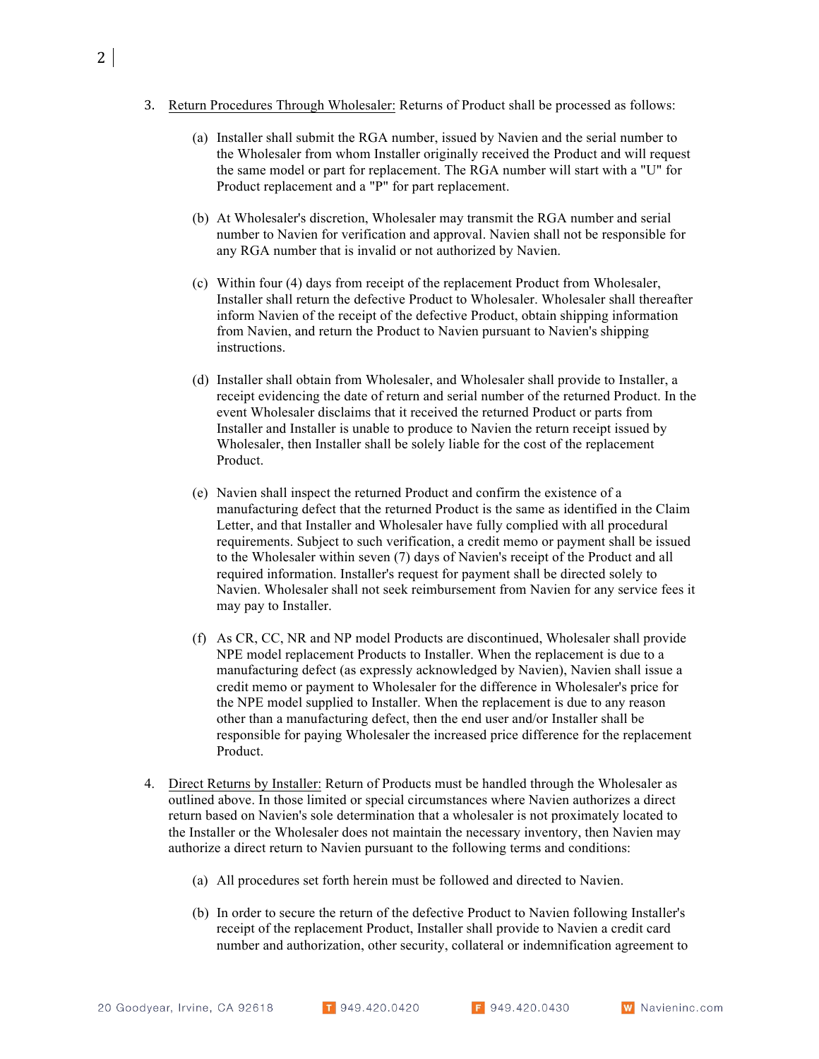3. Return Procedures Through Wholesaler: Returns of Product shall be processed as follows:

   (a) Installer shall submit the RGA number, issued by Navien and the serial number to the Wholesaler from whom Installer originally received the Product and will request the same model or part for replacement. The RGA number will start with a "U" for Product replacement and a "P" for part replacement.

   (b) At Wholesaler's discretion, Wholesaler may transmit the RGA number and serial number to Navien for verification and approval. Navien shall not be responsible for any RGA number that is invalid or not authorized by Navien.

   (c) Within four (4) days from receipt of the replacement Product from Wholesaler, Installer shall return the defective Product to Wholesaler. Wholesaler shall thereafter inform Navien of the receipt of the defective Product, obtain shipping information from Navien, and return the Product to Navien pursuant to Navien's shipping instructions.

   (d) Installer shall obtain from Wholesaler, and Wholesaler shall provide to Installer, a receipt evidencing the date of return and serial number of the returned Product. In the event Wholesaler disclaims that it received the returned Product or parts from Installer and Installer is unable to produce to Navien the return receipt issued by Wholesaler, then Installer shall be solely liable for the cost of the replacement Product.

   (e) Navien shall inspect the returned Product and confirm the existence of a manufacturing defect that the returned Product is the same as identified in the Claim Letter, and that Installer and Wholesaler have fully complied with all procedural requirements. Subject to such verification, a credit memo or payment shall be issued to the Wholesaler within seven (7) days of Navien's receipt of the Product and all required information. Installer's request for payment shall be directed solely to Navien. Wholesaler shall not seek reimbursement from Navien for any service fees it may pay to Installer.

   (f) As CR, CC, NR and NP model Products are discontinued, Wholesaler shall provide NPE model replacement Products to Installer. When the replacement is due to a manufacturing defect (as expressly acknowledged by Navien), Navien shall issue a credit memo or payment to Wholesaler for the difference in Wholesaler's price for the NPE model supplied to Installer. When the replacement is due to any reason other than a manufacturing defect, then the end user and/or Installer shall be responsible for paying Wholesaler the increased price difference for the replacement Product.

4. Direct Returns by Installer: Return of Products must be handled through the Wholesaler as outlined above. In those limited or special circumstances where Navien authorizes a direct return based on Navien's sole determination that a wholesaler is not proximately located to the Installer or the Wholesaler does not maintain the necessary inventory, then Navien may authorize a direct return to Navien pursuant to the following terms and conditions:

   (a) All procedures set forth herein must be followed and directed to Navien.

   (b) In order to secure the return of the defective Product to Navien following Installer's receipt of the replacement Product, Installer shall provide to Navien a credit card number and authorization, other security, collateral or indemnification agreement to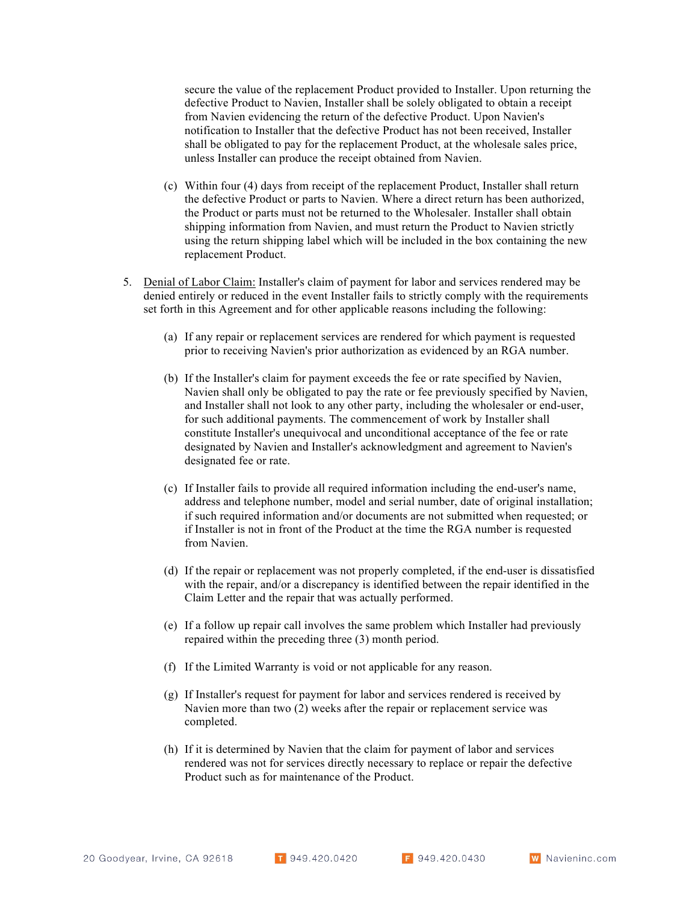secure the value of the replacement Product provided to Installer. Upon returning the defective Product to Navien, Installer shall be solely obligated to obtain a receipt from Navien evidencing the return of the defective Product. Upon Navien's notification to Installer that the defective Product has not been received, Installer shall be obligated to pay for the replacement Product, at the wholesale sales price, unless Installer can produce the receipt obtained from Navien.

(c) Within four (4) days from receipt of the replacement Product, Installer shall return the defective Product or parts to Navien. Where a direct return has been authorized, the Product or parts must not be returned to the Wholesaler. Installer shall obtain shipping information from Navien, and must return the Product to Navien strictly using the return shipping label which will be included in the box containing the new replacement Product.

5. <u>Denial of Labor Claim:</u> Installer's claim of payment for labor and services rendered may be denied entirely or reduced in the event Installer fails to strictly comply with the requirements set forth in this Agreement and for other applicable reasons including the following:

   (a) If any repair or replacement services are rendered for which payment is requested prior to receiving Navien's prior authorization as evidenced by an RGA number.

   (b) If the Installer's claim for payment exceeds the fee or rate specified by Navien, Navien shall only be obligated to pay the rate or fee previously specified by Navien, and Installer shall not look to any other party, including the wholesaler or end-user, for such additional payments. The commencement of work by Installer shall constitute Installer's unequivocal and unconditional acceptance of the fee or rate designated by Navien and Installer's acknowledgment and agreement to Navien's designated fee or rate.

   (c) If Installer fails to provide all required information including the end-user's name, address and telephone number, model and serial number, date of original installation; if such required information and/or documents are not submitted when requested; or if Installer is not in front of the Product at the time the RGA number is requested from Navien.

   (d) If the repair or replacement was not properly completed, if the end-user is dissatisfied with the repair, and/or a discrepancy is identified between the repair identified in the Claim Letter and the repair that was actually performed.

   (e) If a follow up repair call involves the same problem which Installer had previously repaired within the preceding three (3) month period.

   (f) If the Limited Warranty is void or not applicable for any reason.

   (g) If Installer's request for payment for labor and services rendered is received by Navien more than two (2) weeks after the repair or replacement service was completed.

   (h) If it is determined by Navien that the claim for payment of labor and services rendered was not for services directly necessary to replace or repair the defective Product such as for maintenance of the Product.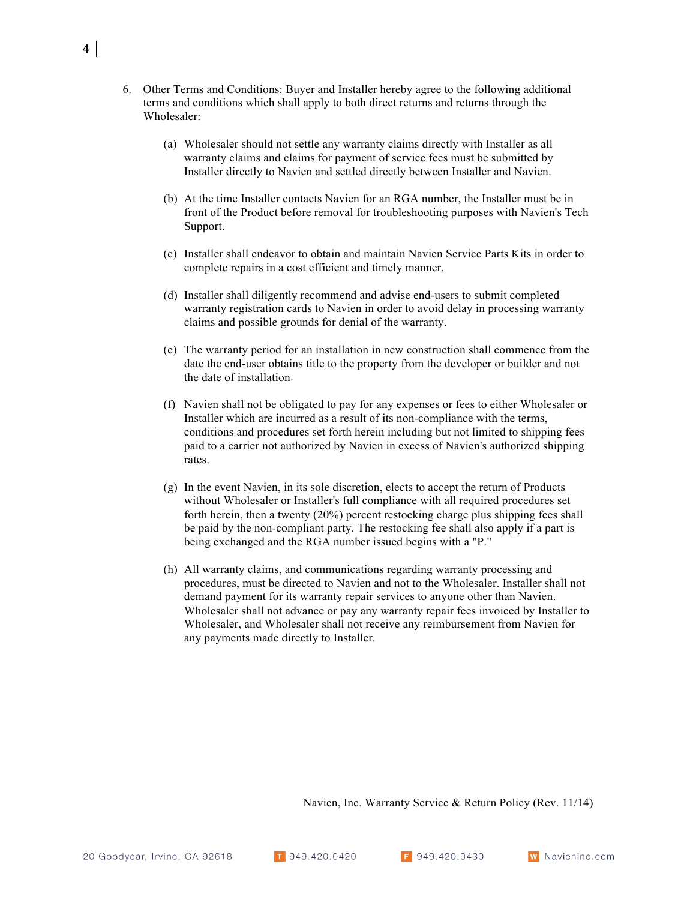6. Other Terms and Conditions: Buyer and Installer hereby agree to the following additional terms and conditions which shall apply to both direct returns and returns through the Wholesaler:

   (a) Wholesaler should not settle any warranty claims directly with Installer as all warranty claims and claims for payment of service fees must be submitted by Installer directly to Navien and settled directly between Installer and Navien.

   (b) At the time Installer contacts Navien for an RGA number, the Installer must be in front of the Product before removal for troubleshooting purposes with Navien's Tech Support.

   (c) Installer shall endeavor to obtain and maintain Navien Service Parts Kits in order to complete repairs in a cost efficient and timely manner.

   (d) Installer shall diligently recommend and advise end-users to submit completed warranty registration cards to Navien in order to avoid delay in processing warranty claims and possible grounds for denial of the warranty.

   (e) The warranty period for an installation in new construction shall commence from the date the end-user obtains title to the property from the developer or builder and not the date of installation.

   (f) Navien shall not be obligated to pay for any expenses or fees to either Wholesaler or Installer which are incurred as a result of its non-compliance with the terms, conditions and procedures set forth herein including but not limited to shipping fees paid to a carrier not authorized by Navien in excess of Navien's authorized shipping rates.

   (g) In the event Navien, in its sole discretion, elects to accept the return of Products without Wholesaler or Installer's full compliance with all required procedures set forth herein, then a twenty (20%) percent restocking charge plus shipping fees shall be paid by the non-compliant party. The restocking fee shall also apply if a part is being exchanged and the RGA number issued begins with a "P."

   (h) All warranty claims, and communications regarding warranty processing and procedures, must be directed to Navien and not to the Wholesaler. Installer shall not demand payment for its warranty repair services to anyone other than Navien. Wholesaler shall not advance or pay any warranty repair fees invoiced by Installer to Wholesaler, and Wholesaler shall not receive any reimbursement from Navien for any payments made directly to Installer.